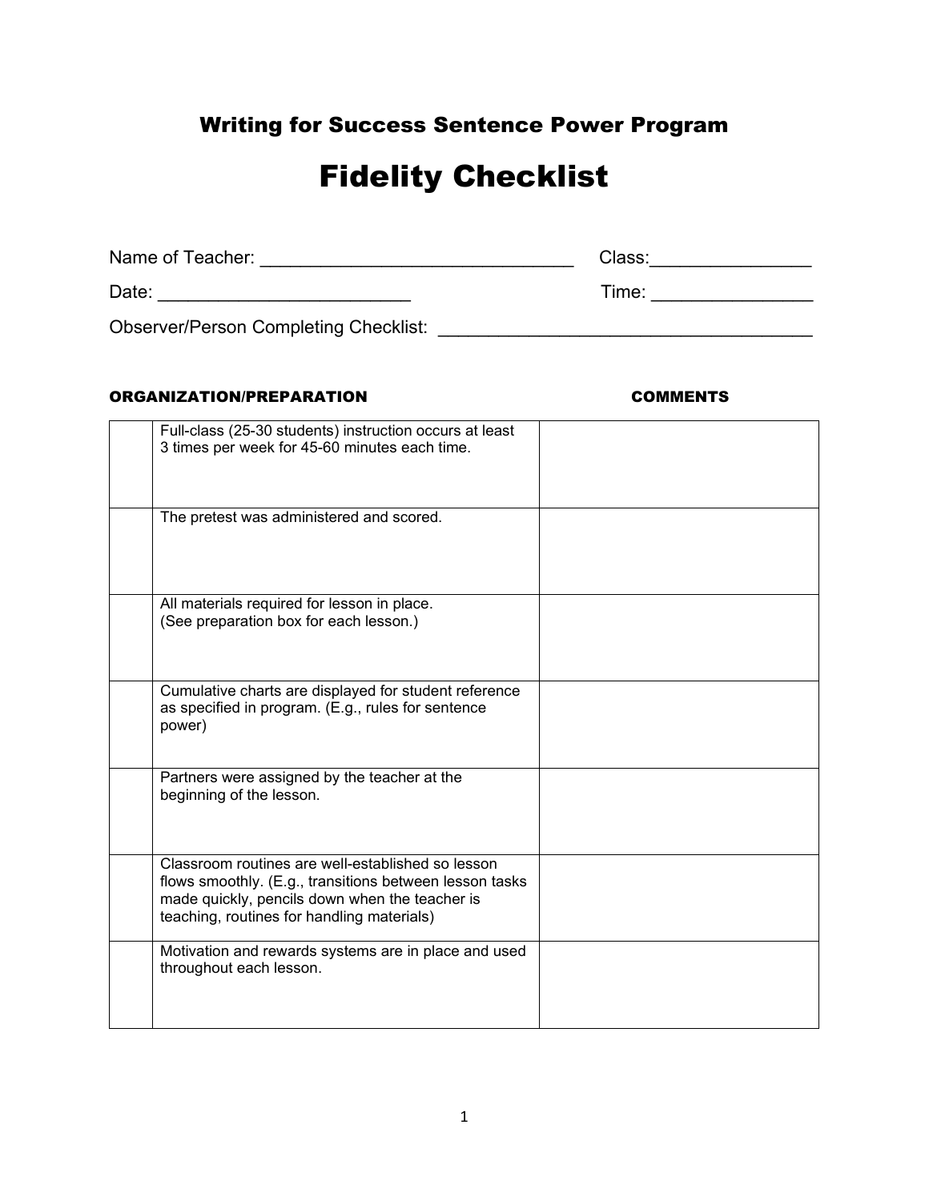## Writing for Success Sentence Power Program

# Fidelity Checklist

Name of Teacher: ______________________________ Class:_______________

Date: ________________________ Time: _______________

Observer/Person Completing Checklist: ____________________________________

| | ORGANIZATION/PREPARATION | COMMENTS |
|---|---|---|
| | Full-class (25-30 students) instruction occurs at least 3 times per week for 45-60 minutes each time. | |
| | The pretest was administered and scored. | |
| | All materials required for lesson in place. (See preparation box for each lesson.) | |
| | Cumulative charts are displayed for student reference as specified in program. (E.g., rules for sentence power) | |
| | Partners were assigned by the teacher at the beginning of the lesson. | |
| | Classroom routines are well-established so lesson flows smoothly. (E.g., transitions between lesson tasks made quickly, pencils down when the teacher is teaching, routines for handling materials) | |
| | Motivation and rewards systems are in place and used throughout each lesson. | |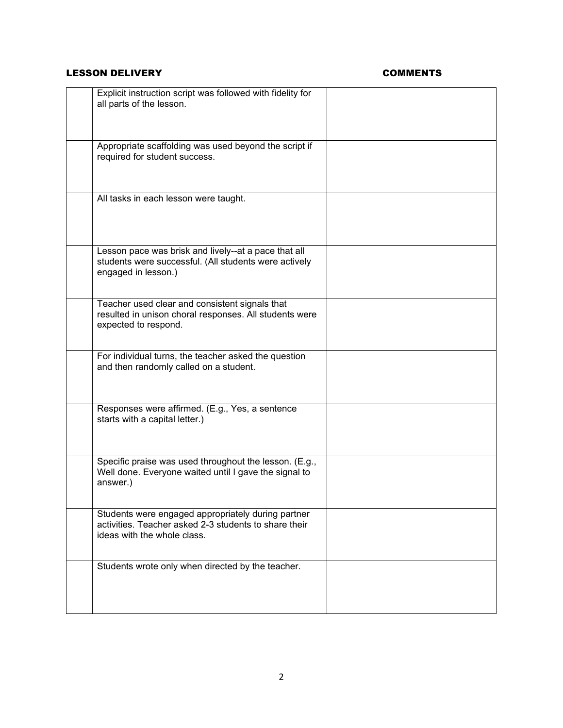| | LESSON DELIVERY | COMMENTS |
|---|---|---|
| | Explicit instruction script was followed with fidelity for all parts of the lesson. | |
| | Appropriate scaffolding was used beyond the script if required for student success. | |
| | All tasks in each lesson were taught. | |
| | Lesson pace was brisk and lively--at a pace that all students were successful. (All students were actively engaged in lesson.) | |
| | Teacher used clear and consistent signals that resulted in unison choral responses. All students were expected to respond. | |
| | For individual turns, the teacher asked the question and then randomly called on a student. | |
| | Responses were affirmed. (E.g., Yes, a sentence starts with a capital letter.) | |
| | Specific praise was used throughout the lesson. (E.g., Well done. Everyone waited until I gave the signal to answer.) | |
| | Students were engaged appropriately during partner activities. Teacher asked 2-3 students to share their ideas with the whole class. | |
| | Students wrote only when directed by the teacher. | |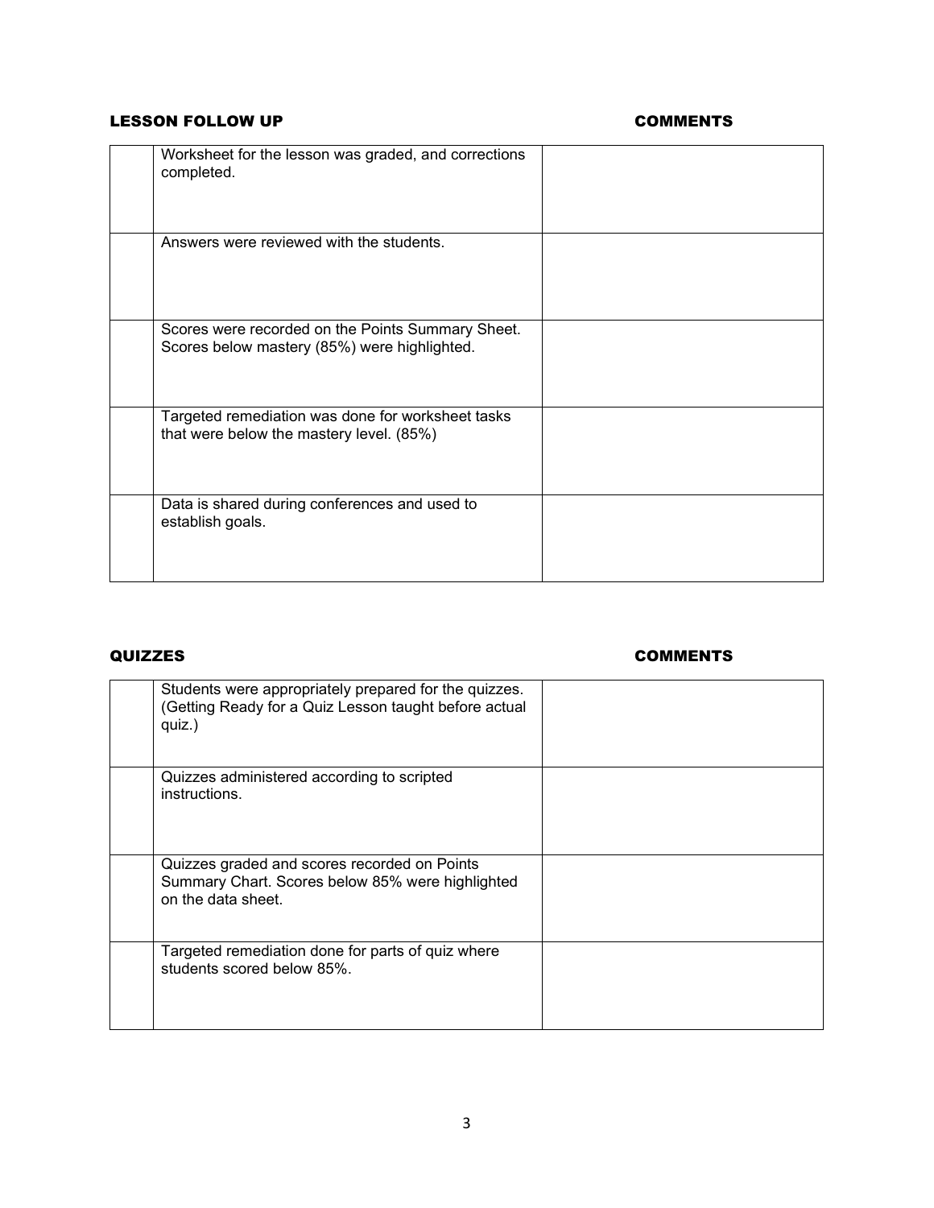## LESSON FOLLOW UP

| | | COMMENTS |
|---|---|---|
| | Worksheet for the lesson was graded, and corrections completed. | |
| | Answers were reviewed with the students. | |
| | Scores were recorded on the Points Summary Sheet. Scores below mastery (85%) were highlighted. | |
| | Targeted remediation was done for worksheet tasks that were below the mastery level. (85%) | |
| | Data is shared during conferences and used to establish goals. | |

## QUIZZES

| | | COMMENTS |
|---|---|---|
| | Students were appropriately prepared for the quizzes. (Getting Ready for a Quiz Lesson taught before actual quiz.) | |
| | Quizzes administered according to scripted instructions. | |
| | Quizzes graded and scores recorded on Points Summary Chart. Scores below 85% were highlighted on the data sheet. | |
| | Targeted remediation done for parts of quiz where students scored below 85%. | |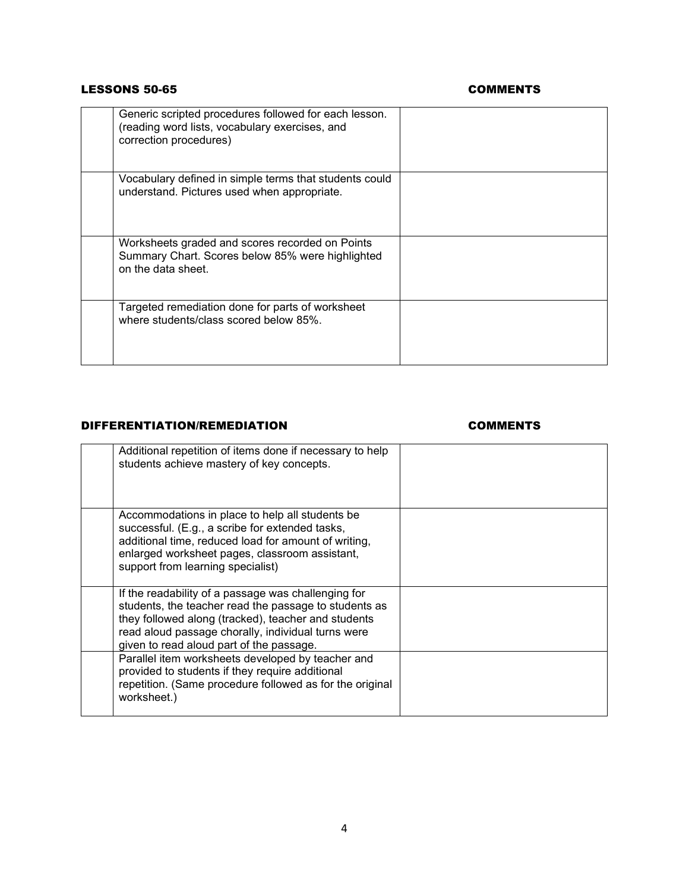**LESSONS 50-65** **COMMENTS**

| | | |
|---|---|---|
| | Generic scripted procedures followed for each lesson. (reading word lists, vocabulary exercises, and correction procedures) | |
| | Vocabulary defined in simple terms that students could understand. Pictures used when appropriate. | |
| | Worksheets graded and scores recorded on Points Summary Chart. Scores below 85% were highlighted on the data sheet. | |
| | Targeted remediation done for parts of worksheet where students/class scored below 85%. | |

**DIFFERENTIATION/REMEDIATION** **COMMENTS**

| | | |
|---|---|---|
| | Additional repetition of items done if necessary to help students achieve mastery of key concepts. | |
| | Accommodations in place to help all students be successful. (E.g., a scribe for extended tasks, additional time, reduced load for amount of writing, enlarged worksheet pages, classroom assistant, support from learning specialist) | |
| | If the readability of a passage was challenging for students, the teacher read the passage to students as they followed along (tracked), teacher and students read aloud passage chorally, individual turns were given to read aloud part of the passage. | |
| | Parallel item worksheets developed by teacher and provided to students if they require additional repetition. (Same procedure followed as for the original worksheet.) | |